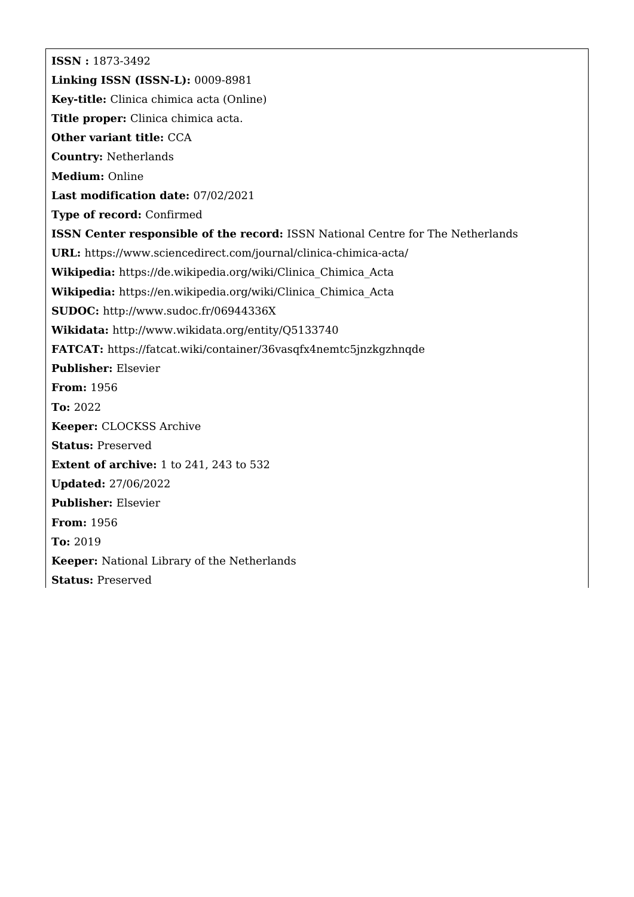**ISSN :** 1873-3492

**Linking ISSN (ISSN-L):** 0009-8981

**Key-title:** Clinica chimica acta (Online)

**Title proper:** Clinica chimica acta.

**Other variant title:** CCA

**Country:** Netherlands

**Medium:** Online

**Last modification date:** 07/02/2021

**Type of record:** Confirmed

**ISSN Center responsible of the record:** ISSN National Centre for The Netherlands

**URL:** https://www.sciencedirect.com/journal/clinica-chimica-acta/

**Wikipedia:** https://de.wikipedia.org/wiki/Clinica_Chimica_Acta

**Wikipedia:** https://en.wikipedia.org/wiki/Clinica_Chimica_Acta

**SUDOC:** http://www.sudoc.fr/06944336X

**Wikidata:** http://www.wikidata.org/entity/Q5133740

**FATCAT:** https://fatcat.wiki/container/36vasqfx4nemtc5jnzkgzhnqde

**Publisher:** Elsevier

**From:** 1956

**To:** 2022

**Keeper:** CLOCKSS Archive

**Status:** Preserved

**Extent of archive:** 1 to 241, 243 to 532

**Updated:** 27/06/2022

**Publisher:** Elsevier

**From:** 1956

**To:** 2019

**Keeper:** National Library of the Netherlands

**Status:** Preserved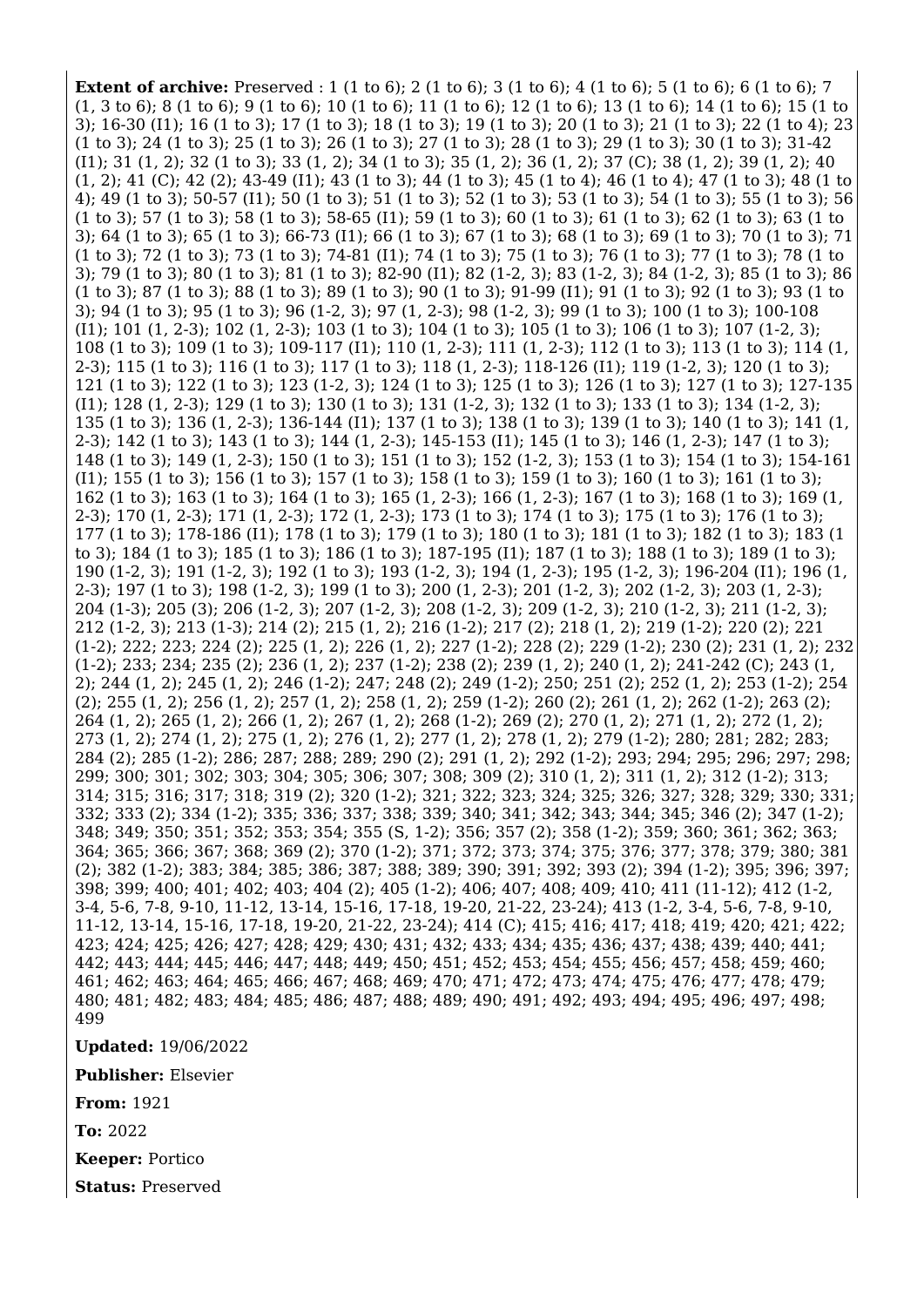**Extent of archive:** Preserved : 1 (1 to 6); 2 (1 to 6); 3 (1 to 6); 4 (1 to 6); 5 (1 to 6); 6 (1 to 6); 7 (1, 3 to 6); 8 (1 to 6); 9 (1 to 6); 10 (1 to 6); 11 (1 to 6); 12 (1 to 6); 13 (1 to 6); 14 (1 to 6); 15 (1 to 3); 16-30 (I1); 16 (1 to 3); 17 (1 to 3); 18 (1 to 3); 19 (1 to 3); 20 (1 to 3); 21 (1 to 3); 22 (1 to 4); 23 (1 to 3); 24 (1 to 3); 25 (1 to 3); 26 (1 to 3); 27 (1 to 3); 28 (1 to 3); 29 (1 to 3); 30 (1 to 3); 31-42 (I1); 31 (1, 2); 32 (1 to 3); 33 (1, 2); 34 (1 to 3); 35 (1, 2); 36 (1, 2); 37 (C); 38 (1, 2); 39 (1, 2); 40 (1, 2); 41 (C); 42 (2); 43-49 (I1); 43 (1 to 3); 44 (1 to 3); 45 (1 to 4); 46 (1 to 4); 47 (1 to 3); 48 (1 to 4); 49 (1 to 3); 50-57 (I1); 50 (1 to 3); 51 (1 to 3); 52 (1 to 3); 53 (1 to 3); 54 (1 to 3); 55 (1 to 3); 56 (1 to 3); 57 (1 to 3); 58 (1 to 3); 58-65 (I1); 59 (1 to 3); 60 (1 to 3); 61 (1 to 3); 62 (1 to 3); 63 (1 to 3); 64 (1 to 3); 65 (1 to 3); 66-73 (I1); 66 (1 to 3); 67 (1 to 3); 68 (1 to 3); 69 (1 to 3); 70 (1 to 3); 71 (1 to 3); 72 (1 to 3); 73 (1 to 3); 74-81 (I1); 74 (1 to 3); 75 (1 to 3); 76 (1 to 3); 77 (1 to 3); 78 (1 to 3); 79 (1 to 3); 80 (1 to 3); 81 (1 to 3); 82-90 (I1); 82 (1-2, 3); 83 (1-2, 3); 84 (1-2, 3); 85 (1 to 3); 86 (1 to 3); 87 (1 to 3); 88 (1 to 3); 89 (1 to 3); 90 (1 to 3); 91-99 (I1); 91 (1 to 3); 92 (1 to 3); 93 (1 to 3); 94 (1 to 3); 95 (1 to 3); 96 (1-2, 3); 97 (1, 2-3); 98 (1-2, 3); 99 (1 to 3); 100 (1 to 3); 100-108 (I1); 101 (1, 2-3); 102 (1, 2-3); 103 (1 to 3); 104 (1 to 3); 105 (1 to 3); 106 (1 to 3); 107 (1-2, 3); 108 (1 to 3); 109 (1 to 3); 109-117 (I1); 110 (1, 2-3); 111 (1, 2-3); 112 (1 to 3); 113 (1 to 3); 114 (1, 2-3); 115 (1 to 3); 116 (1 to 3); 117 (1 to 3); 118 (1, 2-3); 118-126 (I1); 119 (1-2, 3); 120 (1 to 3); 121 (1 to 3); 122 (1 to 3); 123 (1-2, 3); 124 (1 to 3); 125 (1 to 3); 126 (1 to 3); 127 (1 to 3); 127-135 (I1); 128 (1, 2-3); 129 (1 to 3); 130 (1 to 3); 131 (1-2, 3); 132 (1 to 3); 133 (1 to 3); 134 (1-2, 3); 135 (1 to 3); 136 (1, 2-3); 136-144 (I1); 137 (1 to 3); 138 (1 to 3); 139 (1 to 3); 140 (1 to 3); 141 (1, 2-3); 142 (1 to 3); 143 (1 to 3); 144 (1, 2-3); 145-153 (I1); 145 (1 to 3); 146 (1, 2-3); 147 (1 to 3); 148 (1 to 3); 149 (1, 2-3); 150 (1 to 3); 151 (1 to 3); 152 (1-2, 3); 153 (1 to 3); 154 (1 to 3); 154-161 (I1); 155 (1 to 3); 156 (1 to 3); 157 (1 to 3); 158 (1 to 3); 159 (1 to 3); 160 (1 to 3); 161 (1 to 3); 162 (1 to 3); 163 (1 to 3); 164 (1 to 3); 165 (1, 2-3); 166 (1, 2-3); 167 (1 to 3); 168 (1 to 3); 169 (1, 2-3); 170 (1, 2-3); 171 (1, 2-3); 172 (1, 2-3); 173 (1 to 3); 174 (1 to 3); 175 (1 to 3); 176 (1 to 3); 177 (1 to 3); 178-186 (I1); 178 (1 to 3); 179 (1 to 3); 180 (1 to 3); 181 (1 to 3); 182 (1 to 3); 183 (1 to 3); 184 (1 to 3); 185 (1 to 3); 186 (1 to 3); 187-195 (I1); 187 (1 to 3); 188 (1 to 3); 189 (1 to 3); 190 (1-2, 3); 191 (1-2, 3); 192 (1 to 3); 193 (1-2, 3); 194 (1, 2-3); 195 (1-2, 3); 196-204 (I1); 196 (1, 2-3); 197 (1 to 3); 198 (1-2, 3); 199 (1 to 3); 200 (1, 2-3); 201 (1-2, 3); 202 (1-2, 3); 203 (1, 2-3); 204 (1-3); 205 (3); 206 (1-2, 3); 207 (1-2, 3); 208 (1-2, 3); 209 (1-2, 3); 210 (1-2, 3); 211 (1-2, 3); 212 (1-2, 3); 213 (1-3); 214 (2); 215 (1, 2); 216 (1-2); 217 (2); 218 (1, 2); 219 (1-2); 220 (2); 221 (1-2); 222; 223; 224 (2); 225 (1, 2); 226 (1, 2); 227 (1-2); 228 (2); 229 (1-2); 230 (2); 231 (1, 2); 232 (1-2); 233; 234; 235 (2); 236 (1, 2); 237 (1-2); 238 (2); 239 (1, 2); 240 (1, 2); 241-242 (C); 243 (1, 2); 244 (1, 2); 245 (1, 2); 246 (1-2); 247; 248 (2); 249 (1-2); 250; 251 (2); 252 (1, 2); 253 (1-2); 254 (2); 255 (1, 2); 256 (1, 2); 257 (1, 2); 258 (1, 2); 259 (1-2); 260 (2); 261 (1, 2); 262 (1-2); 263 (2); 264 (1, 2); 265 (1, 2); 266 (1, 2); 267 (1, 2); 268 (1-2); 269 (2); 270 (1, 2); 271 (1, 2); 272 (1, 2); 273 (1, 2); 274 (1, 2); 275 (1, 2); 276 (1, 2); 277 (1, 2); 278 (1, 2); 279 (1-2); 280; 281; 282; 283; 284 (2); 285 (1-2); 286; 287; 288; 289; 290 (2); 291 (1, 2); 292 (1-2); 293; 294; 295; 296; 297; 298; 299; 300; 301; 302; 303; 304; 305; 306; 307; 308; 309 (2); 310 (1, 2); 311 (1, 2); 312 (1-2); 313; 314; 315; 316; 317; 318; 319 (2); 320 (1-2); 321; 322; 323; 324; 325; 326; 327; 328; 329; 330; 331; 332; 333 (2); 334 (1-2); 335; 336; 337; 338; 339; 340; 341; 342; 343; 344; 345; 346 (2); 347 (1-2); 348; 349; 350; 351; 352; 353; 354; 355 (S, 1-2); 356; 357 (2); 358 (1-2); 359; 360; 361; 362; 363; 364; 365; 366; 367; 368; 369 (2); 370 (1-2); 371; 372; 373; 374; 375; 376; 377; 378; 379; 380; 381 (2); 382 (1-2); 383; 384; 385; 386; 387; 388; 389; 390; 391; 392; 393 (2); 394 (1-2); 395; 396; 397; 398; 399; 400; 401; 402; 403; 404 (2); 405 (1-2); 406; 407; 408; 409; 410; 411 (11-12); 412 (1-2, 3-4, 5-6, 7-8, 9-10, 11-12, 13-14, 15-16, 17-18, 19-20, 21-22, 23-24); 413 (1-2, 3-4, 5-6, 7-8, 9-10, 11-12, 13-14, 15-16, 17-18, 19-20, 21-22, 23-24); 414 (C); 415; 416; 417; 418; 419; 420; 421; 422; 423; 424; 425; 426; 427; 428; 429; 430; 431; 432; 433; 434; 435; 436; 437; 438; 439; 440; 441; 442; 443; 444; 445; 446; 447; 448; 449; 450; 451; 452; 453; 454; 455; 456; 457; 458; 459; 460; 461; 462; 463; 464; 465; 466; 467; 468; 469; 470; 471; 472; 473; 474; 475; 476; 477; 478; 479; 480; 481; 482; 483; 484; 485; 486; 487; 488; 489; 490; 491; 492; 493; 494; 495; 496; 497; 498; 499

**Updated:** 19/06/2022

**Publisher:** Elsevier

**From:** 1921

**To:** 2022

**Keeper:** Portico

**Status:** Preserved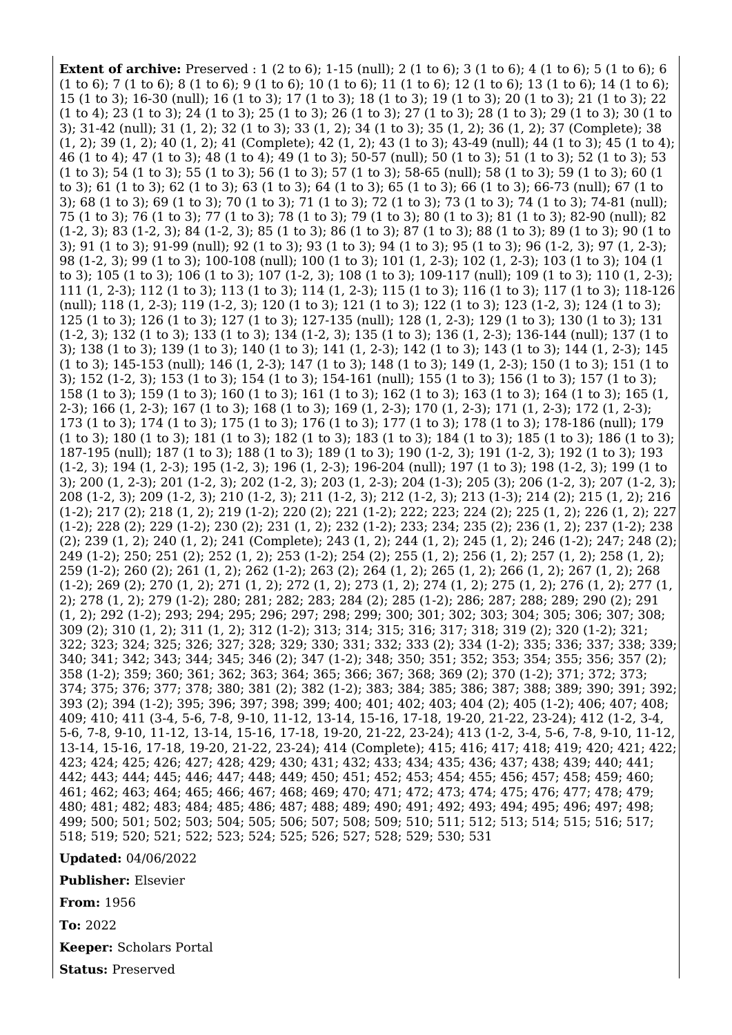**Extent of archive:** Preserved : 1 (2 to 6); 1-15 (null); 2 (1 to 6); 3 (1 to 6); 4 (1 to 6); 5 (1 to 6); 6 (1 to 6); 7 (1 to 6); 8 (1 to 6); 9 (1 to 6); 10 (1 to 6); 11 (1 to 6); 12 (1 to 6); 13 (1 to 6); 14 (1 to 6); 15 (1 to 3); 16-30 (null); 16 (1 to 3); 17 (1 to 3); 18 (1 to 3); 19 (1 to 3); 20 (1 to 3); 21 (1 to 3); 22 (1 to 4); 23 (1 to 3); 24 (1 to 3); 25 (1 to 3); 26 (1 to 3); 27 (1 to 3); 28 (1 to 3); 29 (1 to 3); 30 (1 to 3); 31-42 (null); 31 (1, 2); 32 (1 to 3); 33 (1, 2); 34 (1 to 3); 35 (1, 2); 36 (1, 2); 37 (Complete); 38 (1, 2); 39 (1, 2); 40 (1, 2); 41 (Complete); 42 (1, 2); 43 (1 to 3); 43-49 (null); 44 (1 to 3); 45 (1 to 4); 46 (1 to 4); 47 (1 to 3); 48 (1 to 4); 49 (1 to 3); 50-57 (null); 50 (1 to 3); 51 (1 to 3); 52 (1 to 3); 53 (1 to 3); 54 (1 to 3); 55 (1 to 3); 56 (1 to 3); 57 (1 to 3); 58-65 (null); 58 (1 to 3); 59 (1 to 3); 60 (1 to 3); 61 (1 to 3); 62 (1 to 3); 63 (1 to 3); 64 (1 to 3); 65 (1 to 3); 66 (1 to 3); 66-73 (null); 67 (1 to 3); 68 (1 to 3); 69 (1 to 3); 70 (1 to 3); 71 (1 to 3); 72 (1 to 3); 73 (1 to 3); 74 (1 to 3); 74-81 (null); 75 (1 to 3); 76 (1 to 3); 77 (1 to 3); 78 (1 to 3); 79 (1 to 3); 80 (1 to 3); 81 (1 to 3); 82-90 (null); 82 (1-2, 3); 83 (1-2, 3); 84 (1-2, 3); 85 (1 to 3); 86 (1 to 3); 87 (1 to 3); 88 (1 to 3); 89 (1 to 3); 90 (1 to 3); 91 (1 to 3); 91-99 (null); 92 (1 to 3); 93 (1 to 3); 94 (1 to 3); 95 (1 to 3); 96 (1-2, 3); 97 (1, 2-3); 98 (1-2, 3); 99 (1 to 3); 100-108 (null); 100 (1 to 3); 101 (1, 2-3); 102 (1, 2-3); 103 (1 to 3); 104 (1 to 3); 105 (1 to 3); 106 (1 to 3); 107 (1-2, 3); 108 (1 to 3); 109-117 (null); 109 (1 to 3); 110 (1, 2-3); 111 (1, 2-3); 112 (1 to 3); 113 (1 to 3); 114 (1, 2-3); 115 (1 to 3); 116 (1 to 3); 117 (1 to 3); 118-126 (null); 118 (1, 2-3); 119 (1-2, 3); 120 (1 to 3); 121 (1 to 3); 122 (1 to 3); 123 (1-2, 3); 124 (1 to 3); 125 (1 to 3); 126 (1 to 3); 127 (1 to 3); 127-135 (null); 128 (1, 2-3); 129 (1 to 3); 130 (1 to 3); 131 (1-2, 3); 132 (1 to 3); 133 (1 to 3); 134 (1-2, 3); 135 (1 to 3); 136 (1, 2-3); 136-144 (null); 137 (1 to 3); 138 (1 to 3); 139 (1 to 3); 140 (1 to 3); 141 (1, 2-3); 142 (1 to 3); 143 (1 to 3); 144 (1, 2-3); 145 (1 to 3); 145-153 (null); 146 (1, 2-3); 147 (1 to 3); 148 (1 to 3); 149 (1, 2-3); 150 (1 to 3); 151 (1 to 3); 152 (1-2, 3); 153 (1 to 3); 154 (1 to 3); 154-161 (null); 155 (1 to 3); 156 (1 to 3); 157 (1 to 3); 158 (1 to 3); 159 (1 to 3); 160 (1 to 3); 161 (1 to 3); 162 (1 to 3); 163 (1 to 3); 164 (1 to 3); 165 (1, 2-3); 166 (1, 2-3); 167 (1 to 3); 168 (1 to 3); 169 (1, 2-3); 170 (1, 2-3); 171 (1, 2-3); 172 (1, 2-3); 173 (1 to 3); 174 (1 to 3); 175 (1 to 3); 176 (1 to 3); 177 (1 to 3); 178 (1 to 3); 178-186 (null); 179 (1 to 3); 180 (1 to 3); 181 (1 to 3); 182 (1 to 3); 183 (1 to 3); 184 (1 to 3); 185 (1 to 3); 186 (1 to 3); 187-195 (null); 187 (1 to 3); 188 (1 to 3); 189 (1 to 3); 190 (1-2, 3); 191 (1-2, 3); 192 (1 to 3); 193 (1-2, 3); 194 (1, 2-3); 195 (1-2, 3); 196 (1, 2-3); 196-204 (null); 197 (1 to 3); 198 (1-2, 3); 199 (1 to 3); 200 (1, 2-3); 201 (1-2, 3); 202 (1-2, 3); 203 (1, 2-3); 204 (1-3); 205 (3); 206 (1-2, 3); 207 (1-2, 3); 208 (1-2, 3); 209 (1-2, 3); 210 (1-2, 3); 211 (1-2, 3); 212 (1-2, 3); 213 (1-3); 214 (2); 215 (1, 2); 216 (1-2); 217 (2); 218 (1, 2); 219 (1-2); 220 (2); 221 (1-2); 222; 223; 224 (2); 225 (1, 2); 226 (1, 2); 227 (1-2); 228 (2); 229 (1-2); 230 (2); 231 (1, 2); 232 (1-2); 233; 234; 235 (2); 236 (1, 2); 237 (1-2); 238 (2); 239 (1, 2); 240 (1, 2); 241 (Complete); 243 (1, 2); 244 (1, 2); 245 (1, 2); 246 (1-2); 247; 248 (2); 249 (1-2); 250; 251 (2); 252 (1, 2); 253 (1-2); 254 (2); 255 (1, 2); 256 (1, 2); 257 (1, 2); 258 (1, 2); 259 (1-2); 260 (2); 261 (1, 2); 262 (1-2); 263 (2); 264 (1, 2); 265 (1, 2); 266 (1, 2); 267 (1, 2); 268 (1-2); 269 (2); 270 (1, 2); 271 (1, 2); 272 (1, 2); 273 (1, 2); 274 (1, 2); 275 (1, 2); 276 (1, 2); 277 (1, 2); 278 (1, 2); 279 (1-2); 280; 281; 282; 283; 284 (2); 285 (1-2); 286; 287; 288; 289; 290 (2); 291 (1, 2); 292 (1-2); 293; 294; 295; 296; 297; 298; 299; 300; 301; 302; 303; 304; 305; 306; 307; 308; 309 (2); 310 (1, 2); 311 (1, 2); 312 (1-2); 313; 314; 315; 316; 317; 318; 319 (2); 320 (1-2); 321; 322; 323; 324; 325; 326; 327; 328; 329; 330; 331; 332; 333 (2); 334 (1-2); 335; 336; 337; 338; 339; 340; 341; 342; 343; 344; 345; 346 (2); 347 (1-2); 348; 350; 351; 352; 353; 354; 355; 356; 357 (2); 358 (1-2); 359; 360; 361; 362; 363; 364; 365; 366; 367; 368; 369 (2); 370 (1-2); 371; 372; 373; 374; 375; 376; 377; 378; 380; 381 (2); 382 (1-2); 383; 384; 385; 386; 387; 388; 389; 390; 391; 392; 393 (2); 394 (1-2); 395; 396; 397; 398; 399; 400; 401; 402; 403; 404 (2); 405 (1-2); 406; 407; 408; 409; 410; 411 (3-4, 5-6, 7-8, 9-10, 11-12, 13-14, 15-16, 17-18, 19-20, 21-22, 23-24); 412 (1-2, 3-4, 5-6, 7-8, 9-10, 11-12, 13-14, 15-16, 17-18, 19-20, 21-22, 23-24); 413 (1-2, 3-4, 5-6, 7-8, 9-10, 11-12, 13-14, 15-16, 17-18, 19-20, 21-22, 23-24); 414 (Complete); 415; 416; 417; 418; 419; 420; 421; 422; 423; 424; 425; 426; 427; 428; 429; 430; 431; 432; 433; 434; 435; 436; 437; 438; 439; 440; 441; 442; 443; 444; 445; 446; 447; 448; 449; 450; 451; 452; 453; 454; 455; 456; 457; 458; 459; 460; 461; 462; 463; 464; 465; 466; 467; 468; 469; 470; 471; 472; 473; 474; 475; 476; 477; 478; 479; 480; 481; 482; 483; 484; 485; 486; 487; 488; 489; 490; 491; 492; 493; 494; 495; 496; 497; 498; 499; 500; 501; 502; 503; 504; 505; 506; 507; 508; 509; 510; 511; 512; 513; 514; 515; 516; 517; 518; 519; 520; 521; 522; 523; 524; 525; 526; 527; 528; 529; 530; 531

**Updated:** 04/06/2022

**Publisher:** Elsevier

**From:** 1956

**To:** 2022

**Keeper:** Scholars Portal

**Status:** Preserved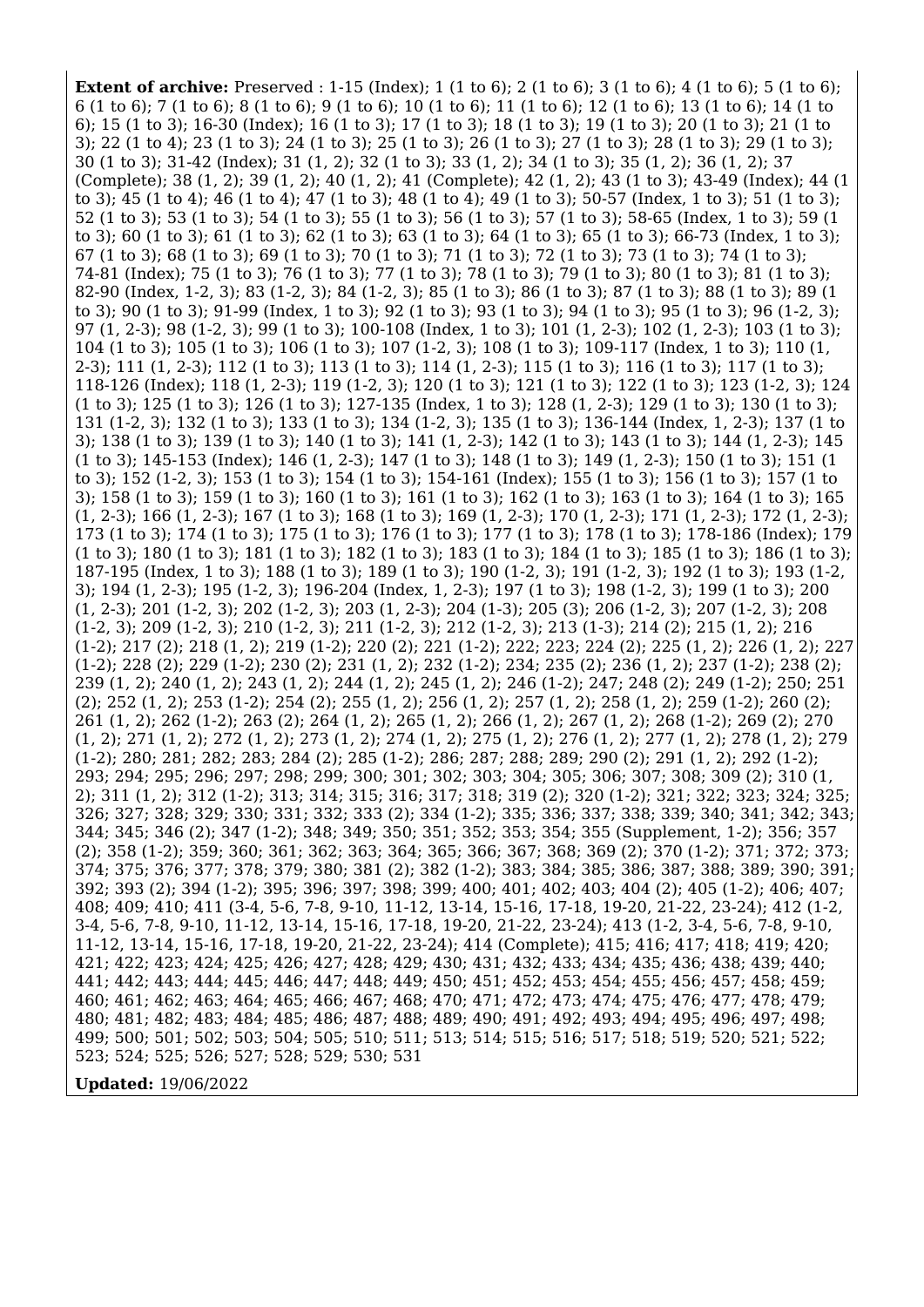**Extent of archive:** Preserved : 1-15 (Index); 1 (1 to 6); 2 (1 to 6); 3 (1 to 6); 4 (1 to 6); 5 (1 to 6); 6 (1 to 6); 7 (1 to 6); 8 (1 to 6); 9 (1 to 6); 10 (1 to 6); 11 (1 to 6); 12 (1 to 6); 13 (1 to 6); 14 (1 to 6); 15 (1 to 3); 16-30 (Index); 16 (1 to 3); 17 (1 to 3); 18 (1 to 3); 19 (1 to 3); 20 (1 to 3); 21 (1 to 3); 22 (1 to 4); 23 (1 to 3); 24 (1 to 3); 25 (1 to 3); 26 (1 to 3); 27 (1 to 3); 28 (1 to 3); 29 (1 to 3); 30 (1 to 3); 31-42 (Index); 31 (1, 2); 32 (1 to 3); 33 (1, 2); 34 (1 to 3); 35 (1, 2); 36 (1, 2); 37 (Complete); 38 (1, 2); 39 (1, 2); 40 (1, 2); 41 (Complete); 42 (1, 2); 43 (1 to 3); 43-49 (Index); 44 (1 to 3); 45 (1 to 4); 46 (1 to 4); 47 (1 to 3); 48 (1 to 4); 49 (1 to 3); 50-57 (Index, 1 to 3); 51 (1 to 3); 52 (1 to 3); 53 (1 to 3); 54 (1 to 3); 55 (1 to 3); 56 (1 to 3); 57 (1 to 3); 58-65 (Index, 1 to 3); 59 (1 to 3); 60 (1 to 3); 61 (1 to 3); 62 (1 to 3); 63 (1 to 3); 64 (1 to 3); 65 (1 to 3); 66-73 (Index, 1 to 3); 67 (1 to 3); 68 (1 to 3); 69 (1 to 3); 70 (1 to 3); 71 (1 to 3); 72 (1 to 3); 73 (1 to 3); 74 (1 to 3); 74-81 (Index); 75 (1 to 3); 76 (1 to 3); 77 (1 to 3); 78 (1 to 3); 79 (1 to 3); 80 (1 to 3); 81 (1 to 3); 82-90 (Index, 1-2, 3); 83 (1-2, 3); 84 (1-2, 3); 85 (1 to 3); 86 (1 to 3); 87 (1 to 3); 88 (1 to 3); 89 (1 to 3); 90 (1 to 3); 91-99 (Index, 1 to 3); 92 (1 to 3); 93 (1 to 3); 94 (1 to 3); 95 (1 to 3); 96 (1-2, 3); 97 (1, 2-3); 98 (1-2, 3); 99 (1 to 3); 100-108 (Index, 1 to 3); 101 (1, 2-3); 102 (1, 2-3); 103 (1 to 3); 104 (1 to 3); 105 (1 to 3); 106 (1 to 3); 107 (1-2, 3); 108 (1 to 3); 109-117 (Index, 1 to 3); 110 (1, 2-3); 111 (1, 2-3); 112 (1 to 3); 113 (1 to 3); 114 (1, 2-3); 115 (1 to 3); 116 (1 to 3); 117 (1 to 3); 118-126 (Index); 118 (1, 2-3); 119 (1-2, 3); 120 (1 to 3); 121 (1 to 3); 122 (1 to 3); 123 (1-2, 3); 124 (1 to 3); 125 (1 to 3); 126 (1 to 3); 127-135 (Index, 1 to 3); 128 (1, 2-3); 129 (1 to 3); 130 (1 to 3); 131 (1-2, 3); 132 (1 to 3); 133 (1 to 3); 134 (1-2, 3); 135 (1 to 3); 136-144 (Index, 1, 2-3); 137 (1 to 3); 138 (1 to 3); 139 (1 to 3); 140 (1 to 3); 141 (1, 2-3); 142 (1 to 3); 143 (1 to 3); 144 (1, 2-3); 145 (1 to 3); 145-153 (Index); 146 (1, 2-3); 147 (1 to 3); 148 (1 to 3); 149 (1, 2-3); 150 (1 to 3); 151 (1 to 3); 152 (1-2, 3); 153 (1 to 3); 154 (1 to 3); 154-161 (Index); 155 (1 to 3); 156 (1 to 3); 157 (1 to 3); 158 (1 to 3); 159 (1 to 3); 160 (1 to 3); 161 (1 to 3); 162 (1 to 3); 163 (1 to 3); 164 (1 to 3); 165 (1, 2-3); 166 (1, 2-3); 167 (1 to 3); 168 (1 to 3); 169 (1, 2-3); 170 (1, 2-3); 171 (1, 2-3); 172 (1, 2-3); 173 (1 to 3); 174 (1 to 3); 175 (1 to 3); 176 (1 to 3); 177 (1 to 3); 178 (1 to 3); 178-186 (Index); 179 (1 to 3); 180 (1 to 3); 181 (1 to 3); 182 (1 to 3); 183 (1 to 3); 184 (1 to 3); 185 (1 to 3); 186 (1 to 3); 187-195 (Index, 1 to 3); 188 (1 to 3); 189 (1 to 3); 190 (1-2, 3); 191 (1-2, 3); 192 (1 to 3); 193 (1-2, 3); 194 (1, 2-3); 195 (1-2, 3); 196-204 (Index, 1, 2-3); 197 (1 to 3); 198 (1-2, 3); 199 (1 to 3); 200 (1, 2-3); 201 (1-2, 3); 202 (1-2, 3); 203 (1, 2-3); 204 (1-3); 205 (3); 206 (1-2, 3); 207 (1-2, 3); 208 (1-2, 3); 209 (1-2, 3); 210 (1-2, 3); 211 (1-2, 3); 212 (1-2, 3); 213 (1-3); 214 (2); 215 (1, 2); 216 (1-2); 217 (2); 218 (1, 2); 219 (1-2); 220 (2); 221 (1-2); 222; 223; 224 (2); 225 (1, 2); 226 (1, 2); 227 (1-2); 228 (2); 229 (1-2); 230 (2); 231 (1, 2); 232 (1-2); 234; 235 (2); 236 (1, 2); 237 (1-2); 238 (2); 239 (1, 2); 240 (1, 2); 243 (1, 2); 244 (1, 2); 245 (1, 2); 246 (1-2); 247; 248 (2); 249 (1-2); 250; 251 (2); 252 (1, 2); 253 (1-2); 254 (2); 255 (1, 2); 256 (1, 2); 257 (1, 2); 258 (1, 2); 259 (1-2); 260 (2); 261 (1, 2); 262 (1-2); 263 (2); 264 (1, 2); 265 (1, 2); 266 (1, 2); 267 (1, 2); 268 (1-2); 269 (2); 270 (1, 2); 271 (1, 2); 272 (1, 2); 273 (1, 2); 274 (1, 2); 275 (1, 2); 276 (1, 2); 277 (1, 2); 278 (1, 2); 279 (1-2); 280; 281; 282; 283; 284 (2); 285 (1-2); 286; 287; 288; 289; 290 (2); 291 (1, 2); 292 (1-2); 293; 294; 295; 296; 297; 298; 299; 300; 301; 302; 303; 304; 305; 306; 307; 308; 309 (2); 310 (1, 2); 311 (1, 2); 312 (1-2); 313; 314; 315; 316; 317; 318; 319 (2); 320 (1-2); 321; 322; 323; 324; 325; 326; 327; 328; 329; 330; 331; 332; 333 (2); 334 (1-2); 335; 336; 337; 338; 339; 340; 341; 342; 343; 344; 345; 346 (2); 347 (1-2); 348; 349; 350; 351; 352; 353; 354; 355 (Supplement, 1-2); 356; 357 (2); 358 (1-2); 359; 360; 361; 362; 363; 364; 365; 366; 367; 368; 369 (2); 370 (1-2); 371; 372; 373; 374; 375; 376; 377; 378; 379; 380; 381 (2); 382 (1-2); 383; 384; 385; 386; 387; 388; 389; 390; 391; 392; 393 (2); 394 (1-2); 395; 396; 397; 398; 399; 400; 401; 402; 403; 404 (2); 405 (1-2); 406; 407; 408; 409; 410; 411 (3-4, 5-6, 7-8, 9-10, 11-12, 13-14, 15-16, 17-18, 19-20, 21-22, 23-24); 412 (1-2, 3-4, 5-6, 7-8, 9-10, 11-12, 13-14, 15-16, 17-18, 19-20, 21-22, 23-24); 413 (1-2, 3-4, 5-6, 7-8, 9-10, 11-12, 13-14, 15-16, 17-18, 19-20, 21-22, 23-24); 414 (Complete); 415; 416; 417; 418; 419; 420; 421; 422; 423; 424; 425; 426; 427; 428; 429; 430; 431; 432; 433; 434; 435; 436; 438; 439; 440; 441; 442; 443; 444; 445; 446; 447; 448; 449; 450; 451; 452; 453; 454; 455; 456; 457; 458; 459; 460; 461; 462; 463; 464; 465; 466; 467; 468; 470; 471; 472; 473; 474; 475; 476; 477; 478; 479; 480; 481; 482; 483; 484; 485; 486; 487; 488; 489; 490; 491; 492; 493; 494; 495; 496; 497; 498; 499; 500; 501; 502; 503; 504; 505; 510; 511; 513; 514; 515; 516; 517; 518; 519; 520; 521; 522; 523; 524; 525; 526; 527; 528; 529; 530; 531

**Updated:** 19/06/2022